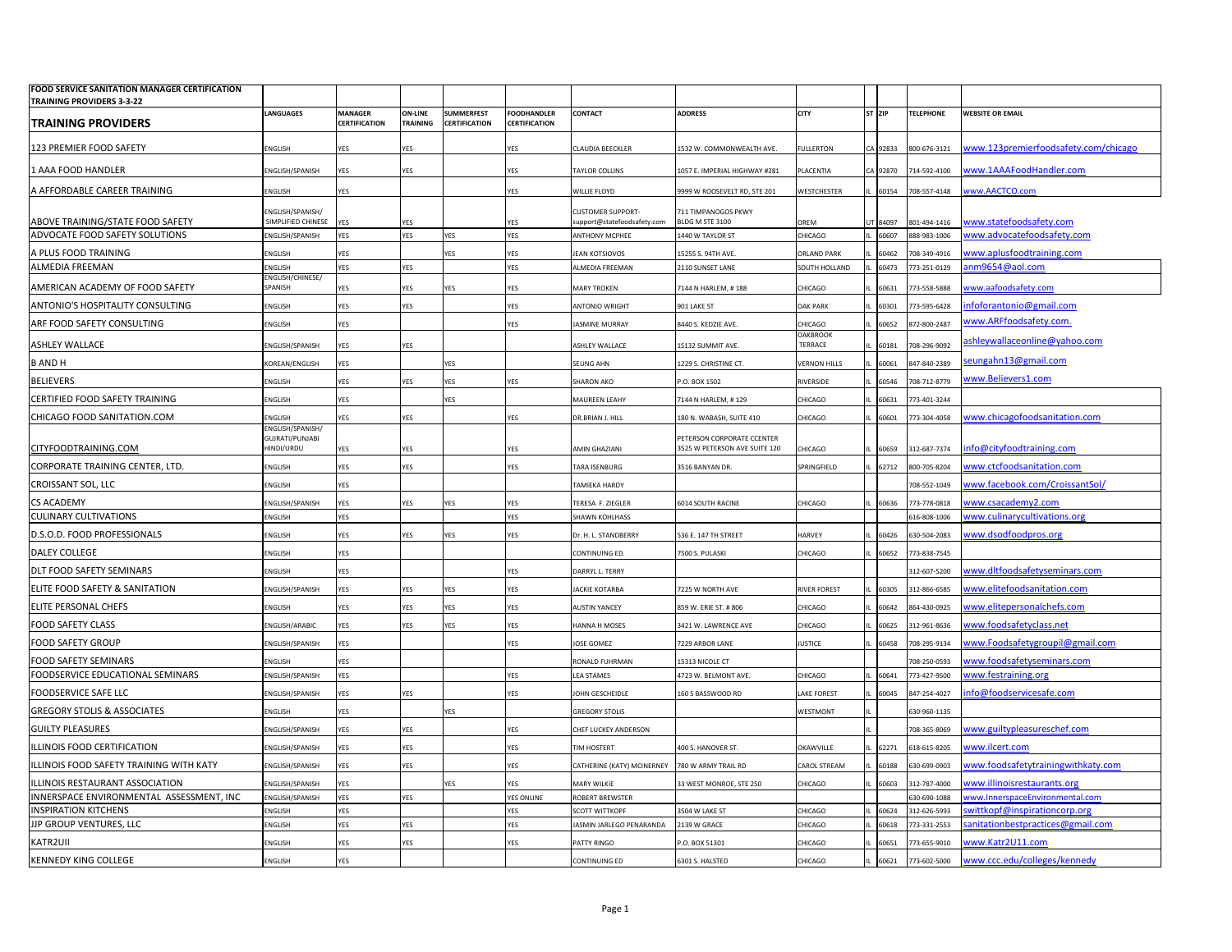**FOOD SERVICE SANITATION MANAGER CERTIFICATION TRAINING PROVIDERS 3-3-22**

| TRAINING PROVIDERS | LANGUAGES | MANAGER CERTIFICATION | ON-LINE TRAINING | SUMMERFEST CERTIFICATION | FOODHANDLER CERTIFICATION | CONTACT | ADDRESS | CITY | ST | ZIP | TELEPHONE | WEBSITE OR EMAIL |
|---|---|---|---|---|---|---|---|---|---|---|---|---|
| 123 PREMIER FOOD SAFETY | ENGLISH | YES | YES | | YES | CLAUDIA BEECKLER | 1532 W. COMMONWEALTH AVE. | FULLERTON | CA | 92833 | 800-676-3121 | www.123premierfoodsafety.com/chicago |
| 1 AAA FOOD HANDLER | ENGLISH/SPANISH | YES | YES | | YES | TAYLOR COLLINS | 1057 E. IMPERIAL HIGHWAY #281 | PLACENTIA | CA | 92870 | 714-592-4100 | www.1AAAFoodHandler.com |
| A AFFORDABLE CAREER TRAINING | ENGLISH | YES | | | YES | WILLIE FLOYD | 9999 W ROOSEVELT RD, STE 201 | WESTCHESTER | IL | 60154 | 708-557-4148 | www.AACTCO.com |
| ABOVE TRAINING/STATE FOOD SAFETY | ENGLISH/SPANISH/ SIMPLIFIED CHINESE | YES | YES | | YES | CUSTOMER SUPPORT- support@statefoodsafety.com | 711 TIMPANOGOS PKWY BLDG M STE 3100 | OREM | UT | 84097 | 801-494-1416 | www.statefoodsafety.com |
| ADVOCATE FOOD SAFETY SOLUTIONS | ENGLISH/SPANISH | YES | YES | YES | YES | ANTHONY MCPHEE | 1440 W TAYLOR ST | CHICAGO | IL | 60607 | 888-983-1006 | www.advocatefoodsafety.com |
| A PLUS FOOD TRAINING | ENGLISH | YES | | YES | YES | JEAN KOTSIOVOS | 15255 S. 94TH AVE. | ORLAND PARK | IL | 60462 | 708-349-4916 | www.aplusfoodtraining.com |
| ALMEDIA FREEMAN | ENGLISH | YES | YES | | YES | ALMEDIA FREEMAN | 2110 SUNSET LANE | SOUTH HOLLAND | IL | 60473 | 773-251-0129 | anm9654@aol.com |
| AMERICAN ACADEMY OF FOOD SAFETY | ENGLISH/CHINESE/ SPANISH | YES | YES | YES | YES | MARY TROKEN | 7144 N HARLEM, # 188 | CHICAGO | IL | 60631 | 773-558-5888 | www.aafoodsafety.com |
| ANTONIO'S HOSPITALITY CONSULTING | ENGLISH | YES | YES | | YES | ANTONIO WRIGHT | 901 LAKE ST | OAK PARK | IL | 60301 | 773-595-6428 | infoforantonio@gmail.com |
| ARF FOOD SAFETY CONSULTING | ENGLISH | YES | | | YES | JASMINE MURRAY | 8440 S. KEDZIE AVE. | CHICAGO | IL | 60652 | 872-800-2487 | www.ARFfoodsafety.com. |
| ASHLEY WALLACE | ENGLISH/SPANISH | YES | YES | | | ASHLEY WALLACE | 1S132 SUMMIT AVE. | OAKBROOK TERRACE | IL | 60181 | 708-296-9092 | ashleywallaceonline@yahoo.com |
| B AND H | KOREAN/ENGLISH | YES | | YES | | SEUNG AHN | 1229 S. CHRISTINE CT. | VERNON HILLS | IL | 60061 | 847-840-2389 | seungahn13@gmail.com |
| BELIEVERS | ENGLISH | YES | YES | YES | YES | SHARON AKO | P.O. BOX 1502 | RIVERSIDE | IL | 60546 | 708-712-8779 | www.Believers1.com |
| CERTIFIED FOOD SAFETY TRAINING | ENGLISH | YES | | YES | | MAUREEN LEAHY | 7144 N HARLEM, # 129 | CHICAGO | IL | 60631 | 773-401-3244 | |
| CHICAGO FOOD SANITATION.COM | ENGLISH | YES | YES | | YES | DR.BRIAN J. HILL | 180 N. WABASH, SUITE 410 | CHICAGO | IL | 60601 | 773-304-4058 | www.chicagofoodsanitation.com |
| CITYFOODTRAINING.COM | ENGLISH/SPANISH/ GUJRATI/PUNJABI HINDI/URDU | YES | YES | | YES | AMIN GHAZIANI | PETERSON CORPORATE CCENTER 3525 W PETERSON AVE SUITE 120 | CHICAGO | IL | 60659 | 312-687-7374 | info@cityfoodtraining.com |
| CORPORATE TRAINING CENTER, LTD. | ENGLISH | YES | YES | | YES | TARA ISENBURG | 3516 BANYAN DR. | SPRINGFIELD | IL | 62712 | 800-705-8204 | www.ctcfoodsanitation.com |
| CROISSANT SOL, LLC | ENGLISH | YES | | | | TAMIEKA HARDY | | | | | 708-552-1049 | www.facebook.com/CroissantSol/ |
| CS ACADEMY | ENGLISH/SPANISH | YES | YES | YES | YES | TERESA F. ZIEGLER | 6014 SOUTH RACINE | CHICAGO | IL | 60636 | 773-778-0818 | www.csacademy2.com |
| CULINARY CULTIVATIONS | ENGLISH | YES | | | YES | SHAWN KOHLHASS | | | | | 616-808-1006 | www.culinarycultivations.org |
| D.S.O.D. FOOD PROFESSIONALS | ENGLISH | YES | YES | YES | YES | Dr. H. L. STANDBERRY | 536 E. 147 TH STREET | HARVEY | IL | 60426 | 630-504-2083 | www.dsodfoodpros.org |
| DALEY COLLEGE | ENGLISH | YES | | | | CONTINUING ED. | 7500 S. PULASKI | CHICAGO | IL | 60652 | 773-838-7545 | |
| DLT FOOD SAFETY SEMINARS | ENGLISH | YES | | | YES | DARRYL L. TERRY | | | | | 312-607-5200 | www.dltfoodsafetyseminars.com |
| ELITE FOOD SAFETY & SANITATION | ENGLISH/SPANISH | YES | YES | YES | YES | JACKIE KOTARBA | 7225 W NORTH AVE | RIVER FOREST | IL | 60305 | 312-866-6585 | www.elitefoodsanitation.com |
| ELITE PERSONAL CHEFS | ENGLISH | YES | YES | YES | YES | AUSTIN YANCEY | 859 W. ERIE ST. # 806 | CHICAGO | IL | 60642 | 864-430-0925 | www.elitepersonalchefs.com |
| FOOD SAFETY CLASS | ENGLISH/ARABIC | YES | YES | YES | YES | HANNA H MOSES | 3421 W. LAWRENCE AVE | CHICAGO | IL | 60625 | 312-961-8636 | www.foodsafetyclass.net |
| FOOD SAFETY GROUP | ENGLISH/SPANISH | YES | | | YES | JOSE GOMEZ | 7229 ARBOR LANE | JUSTICE | IL | 60458 | 708-295-9134 | www.Foodsafetygroupil@gmail.com |
| FOOD SAFETY SEMINARS | ENGLISH | YES | | | | RONALD FUHRMAN | 15313 NICOLE CT | | | | 708-250-0593 | www.foodsafetyseminars.com |
| FOODSERVICE EDUCATIONAL SEMINARS | ENGLISH/SPANISH | YES | | | YES | LEA STAMES | 4723 W. BELMONT AVE. | CHICAGO | IL | 60641 | 773-427-9500 | www.festraining.org |
| FOODSERVICE SAFE LLC | ENGLISH/SPANISH | YES | YES | | YES | JOHN GESCHEIDLE | 160 S BASSWOOD RD | LAKE FOREST | IL | 60045 | 847-254-4027 | info@foodservicesafe.com |
| GREGORY STOLIS & ASSOCIATES | ENGLISH | YES | | YES | | GREGORY STOLIS | | WESTMONT | IL | | 630-960-1135 | |
| GUILTY PLEASURES | ENGLISH/SPANISH | YES | YES | | YES | CHEF LUCKEY ANDERSON | | | IL | | 708-365-8069 | www.guiltypleasureschef.com |
| ILLINOIS FOOD CERTIFICATION | ENGLISH/SPANISH | YES | YES | | YES | TIM HOSTERT | 400 S. HANOVER ST. | OKAWVILLE | IL | 62271 | 618-615-8205 | www.ilcert.com |
| ILLINOIS FOOD SAFETY TRAINING WITH KATY | ENGLISH/SPANISH | YES | YES | | YES | CATHERINE (KATY) MCINERNEY | 780 W ARMY TRAIL RD | CAROL STREAM | IL | 60188 | 630-699-0903 | www.foodsafetytrainingwithkaty.com |
| ILLINOIS RESTAURANT ASSOCIATION | ENGLISH/SPANISH | YES | | YES | YES | MARY WILKIE | 33 WEST MONROE, STE 250 | CHICAGO | IL | 60603 | 312-787-4000 | www.illinoisrestaurants.org |
| INNERSPACE ENVIRONMENTAL ASSESSMENT, INC | ENGLISH/SPANISH | YES | YES | | YES ONLINE | ROBERT BREWSTER | | | | | 630-690-1088 | www.InnerspaceEnvironmental.com |
| INSPIRATION KITCHENS | ENGLISH | YES | | | YES | SCOTT WITTKOPF | 3504 W LAKE ST | CHICAGO | IL | 60624 | 312-626-5993 | swittkopf@inspirationcorp.org |
| JJP GROUP VENTURES, LLC | ENGLISH | YES | YES | | YES | JASMIN JARLEGO PENARANDA | 2139 W GRACE | CHICAGO | IL | 60618 | 773-331-2553 | sanitationbestpractices@gmail.com |
| KATR2UII | ENGLISH | YES | YES | | YES | PATTY RINGO | P.O. BOX 51301 | CHICAGO | IL | 60651 | 773-655-9010 | www.Katr2U11.com |
| KENNEDY KING COLLEGE | ENGLISH | YES | | | | CONTINUING ED | 6301 S. HALSTED | CHICAGO | IL | 60621 | 773-602-5000 | www.ccc.edu/colleges/kennedy |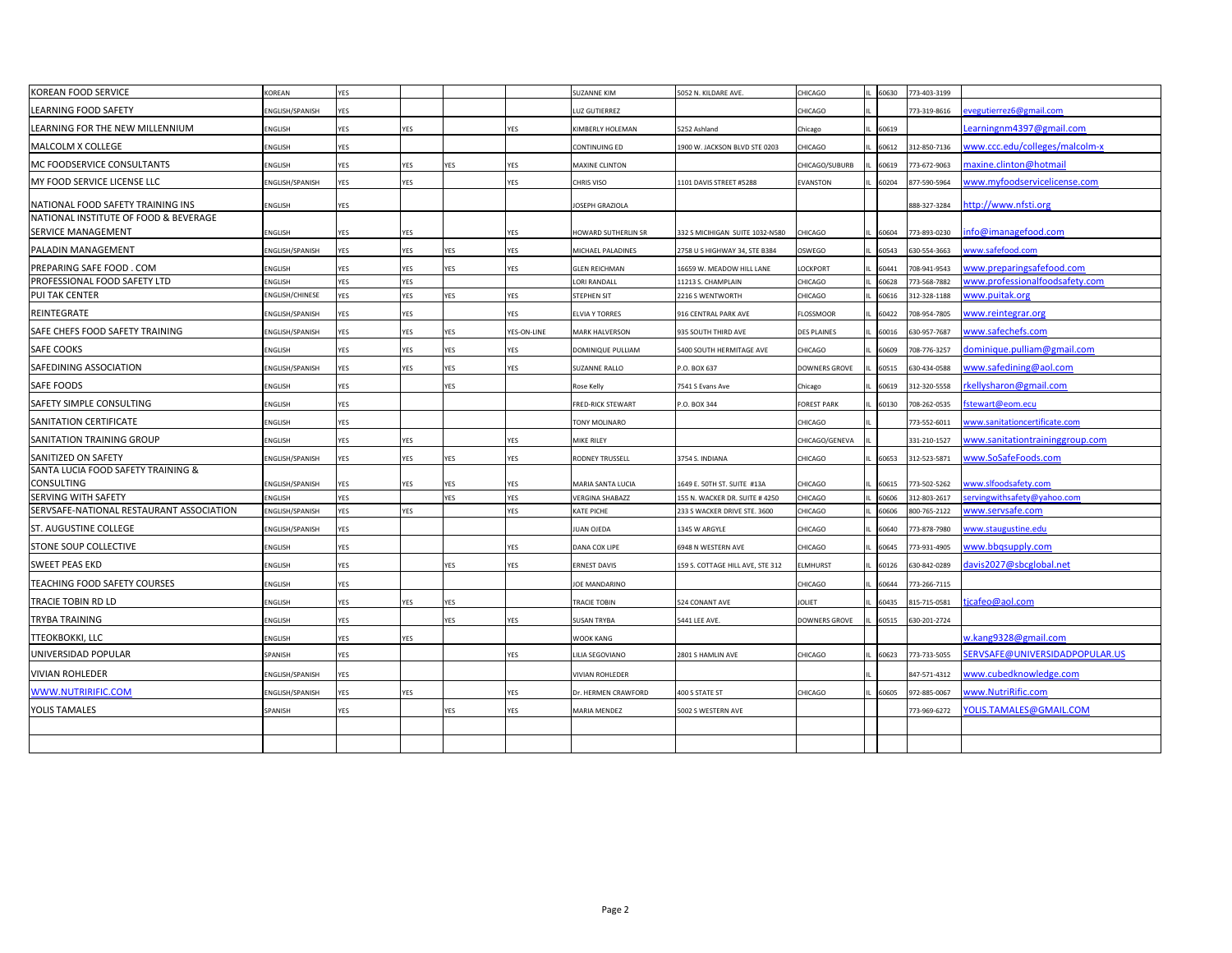| | | | | | | | | | | | | |
|---|---|---|---|---|---|---|---|---|---|---|---|---|
| KOREAN FOOD SERVICE | KOREAN | YES | | | | SUZANNE KIM | 5052 N. KILDARE AVE. | CHICAGO | IL | 60630 | 773-403-3199 | |
| LEARNING FOOD SAFETY | ENGLISH/SPANISH | YES | | | | LUZ GUTIERREZ | | CHICAGO | IL | | 773-319-8616 | evegutierrez6@gmail.com |
| LEARNING FOR THE NEW MILLENNIUM | ENGLISH | YES | YES | | YES | KIMBERLY HOLEMAN | 5252 Ashland | Chicago | IL | 60619 | | Learningnm4397@gmail.com |
| MALCOLM X COLLEGE | ENGLISH | YES | | | | CONTINUING ED | 1900 W. JACKSON BLVD STE 0203 | CHICAGO | IL | 60612 | 312-850-7136 | www.ccc.edu/colleges/malcolm-x |
| MC FOODSERVICE CONSULTANTS | ENGLISH | YES | YES | YES | YES | MAXINE CLINTON | | CHICAGO/SUBURB | IL | 60619 | 773-672-9063 | maxine.clinton@hotmail |
| MY FOOD SERVICE LICENSE LLC | ENGLISH/SPANISH | YES | YES | | YES | CHRIS VISO | 1101 DAVIS STREET #5288 | EVANSTON | IL | 60204 | 877-590-5964 | www.myfoodservicelicense.com |
| NATIONAL FOOD SAFETY TRAINING INS | ENGLISH | YES | | | | JOSEPH GRAZIOLA | | | | | 888-327-3284 | http://www.nfsti.org |
| NATIONAL INSTITUTE OF FOOD & BEVERAGE SERVICE MANAGEMENT | ENGLISH | YES | YES | | YES | HOWARD SUTHERLIN SR | 332 S MICIHIGAN SUITE 1032-N580 | CHICAGO | IL | 60604 | 773-893-0230 | info@imanagefood.com |
| PALADIN MANAGEMENT | ENGLISH/SPANISH | YES | YES | YES | YES | MICHAEL PALADINES | 2758 U S HIGHWAY 34, STE B384 | OSWEGO | IL | 60543 | 630-554-3663 | www.safefood.com |
| PREPARING SAFE FOOD . COM | ENGLISH | YES | YES | YES | YES | GLEN REICHMAN | 16659 W. MEADOW HILL LANE | LOCKPORT | IL | 60441 | 708-941-9543 | www.preparingsafefood.com |
| PROFESSIONAL FOOD SAFETY LTD | ENGLISH | YES | YES | | | LORI RANDALL | 11213 S. CHAMPLAIN | CHICAGO | IL | 60628 | 773-568-7882 | www.professionalfoodsafety.com |
| PUI TAK CENTER | ENGLISH/CHINESE | YES | YES | YES | YES | STEPHEN SIT | 2216 S WENTWORTH | CHICAGO | IL | 60616 | 312-328-1188 | www.puitak.org |
| REINTEGRATE | ENGLISH/SPANISH | YES | YES | | YES | ELVIA Y TORRES | 916 CENTRAL PARK AVE | FLOSSMOOR | IL | 60422 | 708-954-7805 | www.reintegrar.org |
| SAFE CHEFS FOOD SAFETY TRAINING | ENGLISH/SPANISH | YES | YES | YES | YES-ON-LINE | MARK HALVERSON | 935 SOUTH THIRD AVE | DES PLAINES | IL | 60016 | 630-957-7687 | www.safechefs.com |
| SAFE COOKS | ENGLISH | YES | YES | YES | YES | DOMINIQUE PULLIAM | 5400 SOUTH HERMITAGE AVE | CHICAGO | IL | 60609 | 708-776-3257 | dominique.pulliam@gmail.com |
| SAFEDINING ASSOCIATION | ENGLISH/SPANISH | YES | YES | YES | YES | SUZANNE RALLO | P.O. BOX 637 | DOWNERS GROVE | IL | 60515 | 630-434-0588 | www.safedining@aol.com |
| SAFE FOODS | ENGLISH | YES | | YES | | Rose Kelly | 7541 S Evans Ave | Chicago | IL | 60619 | 312-320-5558 | rkellysharon@gmail.com |
| SAFETY SIMPLE CONSULTING | ENGLISH | YES | | | | FRED-RICK STEWART | P.O. BOX 344 | FOREST PARK | IL | 60130 | 708-262-0535 | fstewart@eom.ecu |
| SANITATION CERTIFICATE | ENGLISH | YES | | | | TONY MOLINARO | | CHICAGO | IL | | 773-552-6011 | www.sanitationcertificate.com |
| SANITATION TRAINING GROUP | ENGLISH | YES | YES | | YES | MIKE RILEY | | CHICAGO/GENEVA | IL | | 331-210-1527 | www.sanitationtraininggroup.com |
| SANITIZED ON SAFETY | ENGLISH/SPANISH | YES | YES | YES | YES | RODNEY TRUSSELL | 3754 S. INDIANA | CHICAGO | IL | 60653 | 312-523-5871 | www.SoSafeFoods.com |
| SANTA LUCIA FOOD SAFETY TRAINING & CONSULTING | ENGLISH/SPANISH | YES | YES | YES | YES | MARIA SANTA LUCIA | 1649 E. 50TH ST. SUITE #13A | CHICAGO | IL | 60615 | 773-502-5262 | www.slfoodsafety.com |
| SERVING WITH SAFETY | ENGLISH | YES | | YES | YES | VERGINA SHABAZZ | 155 N. WACKER DR. SUITE # 4250 | CHICAGO | IL | 60606 | 312-803-2617 | servingwithsafety@yahoo.com |
| SERVSAFE-NATIONAL RESTAURANT ASSOCIATION | ENGLISH/SPANISH | YES | YES | | YES | KATE PICHE | 233 S WACKER DRIVE STE. 3600 | CHICAGO | IL | 60606 | 800-765-2122 | www.servsafe.com |
| ST. AUGUSTINE COLLEGE | ENGLISH/SPANISH | YES | | | | JUAN OJEDA | 1345 W ARGYLE | CHICAGO | IL | 60640 | 773-878-7980 | www.staugustine.edu |
| STONE SOUP COLLECTIVE | ENGLISH | YES | | | YES | DANA COX LIPE | 6948 N WESTERN AVE | CHICAGO | IL | 60645 | 773-931-4905 | www.bbqsupply.com |
| SWEET PEAS EKD | ENGLISH | YES | | YES | YES | ERNEST DAVIS | 159 S. COTTAGE HILL AVE, STE 312 | ELMHURST | IL | 60126 | 630-842-0289 | davis2027@sbcglobal.net |
| TEACHING FOOD SAFETY COURSES | ENGLISH | YES | | | | JOE MANDARINO | | CHICAGO | IL | 60644 | 773-266-7115 | |
| TRACIE TOBIN RD LD | ENGLISH | YES | YES | YES | | TRACIE TOBIN | 524 CONANT AVE | JOLIET | IL | 60435 | 815-715-0581 | tjcafeo@aol.com |
| TRYBA TRAINING | ENGLISH | YES | | YES | YES | SUSAN TRYBA | 5441 LEE AVE. | DOWNERS GROVE | IL | 60515 | 630-201-2724 | |
| TTEOKBOKKI, LLC | ENGLISH | YES | YES | | | WOOK KANG | | | | | | w.kang9328@gmail.com |
| UNIVERSIDAD POPULAR | SPANISH | YES | | | YES | LILIA SEGOVIANO | 2801 S HAMLIN AVE | CHICAGO | IL | 60623 | 773-733-5055 | SERVSAFE@UNIVERSIDADPOPULAR.US |
| VIVIAN ROHLEDER | ENGLISH/SPANISH | YES | | | | VIVIAN ROHLEDER | | | IL | | 847-571-4312 | www.cubedknowledge.com |
| WWW.NUTRIRIFIC.COM | ENGLISH/SPANISH | YES | YES | | YES | Dr. HERMEN CRAWFORD | 400 S STATE ST | CHICAGO | IL | 60605 | 972-885-0067 | www.NutriRific.com |
| YOLIS TAMALES | SPANISH | YES | | YES | YES | MARIA MENDEZ | 5002 S WESTERN AVE | | | | 773-969-6272 | YOLIS.TAMALES@GMAIL.COM |